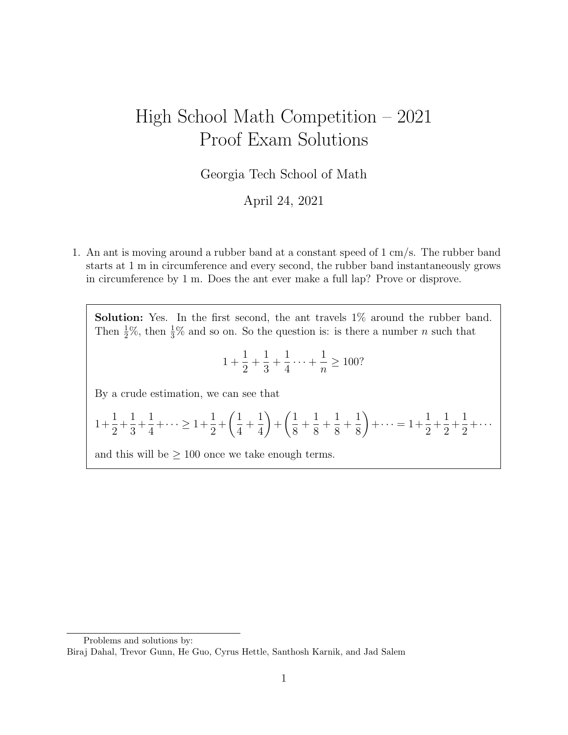# High School Math Competition – 2021
# Proof Exam Solutions

Georgia Tech School of Math

April 24, 2021

1. An ant is moving around a rubber band at a constant speed of 1 cm/s. The rubber band starts at 1 m in circumference and every second, the rubber band instantaneously grows in circumference by 1 m. Does the ant ever make a full lap? Prove or disprove.

**Solution:** Yes. In the first second, the ant travels 1% around the rubber band. Then $\frac{1}{2}$%, then $\frac{1}{3}$% and so on. So the question is: is there a number $n$ such that

$$1 + \frac{1}{2} + \frac{1}{3} + \frac{1}{4} \cdots + \frac{1}{n} \geq 100?$$

By a crude estimation, we can see that

$$1+\frac{1}{2}+\frac{1}{3}+\frac{1}{4}+\cdots \geq 1+\frac{1}{2}+\left(\frac{1}{4}+\frac{1}{4}\right)+\left(\frac{1}{8}+\frac{1}{8}+\frac{1}{8}+\frac{1}{8}\right)+\cdots = 1+\frac{1}{2}+\frac{1}{2}+\frac{1}{2}+\cdots$$

and this will be $\geq 100$ once we take enough terms.

---

Problems and solutions by:
Biraj Dahal, Trevor Gunn, He Guo, Cyrus Hettle, Santhosh Karnik, and Jad Salem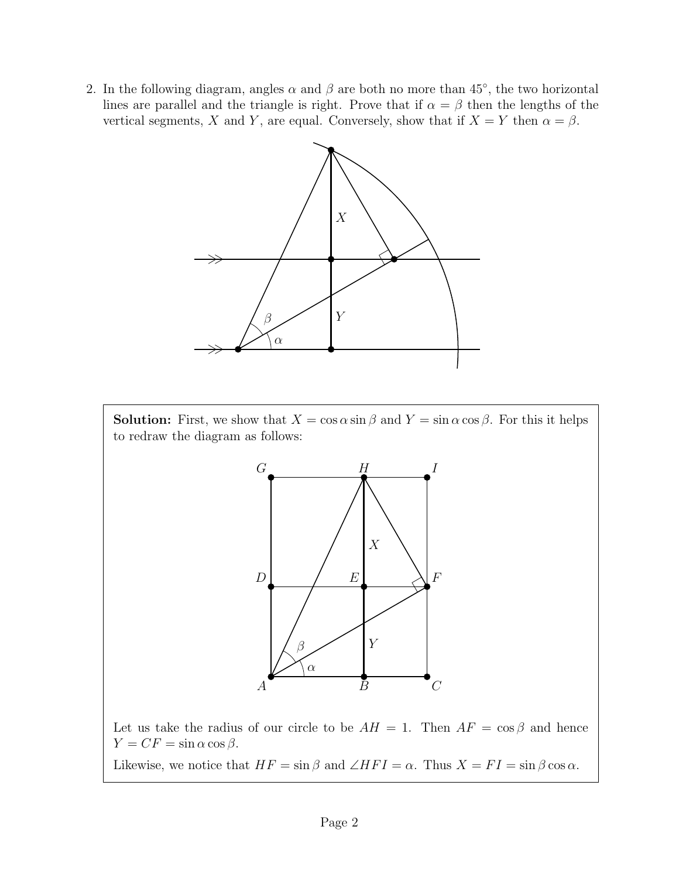2. In the following diagram, angles $\alpha$ and $\beta$ are both no more than $45^\circ$, the two horizontal lines are parallel and the triangle is right. Prove that if $\alpha = \beta$ then the lengths of the vertical segments, $X$ and $Y$, are equal. Conversely, show that if $X = Y$ then $\alpha = \beta$.

**Solution:** First, we show that $X = \cos\alpha \sin\beta$ and $Y = \sin\alpha\cos\beta$. For this it helps to redraw the diagram as follows:

Let us take the radius of our circle to be $AH = 1$. Then $AF = \cos\beta$ and hence $Y = CF = \sin\alpha\cos\beta$.

Likewise, we notice that $HF = \sin\beta$ and $\angle HFI = \alpha$. Thus $X = FI = \sin\beta\cos\alpha$.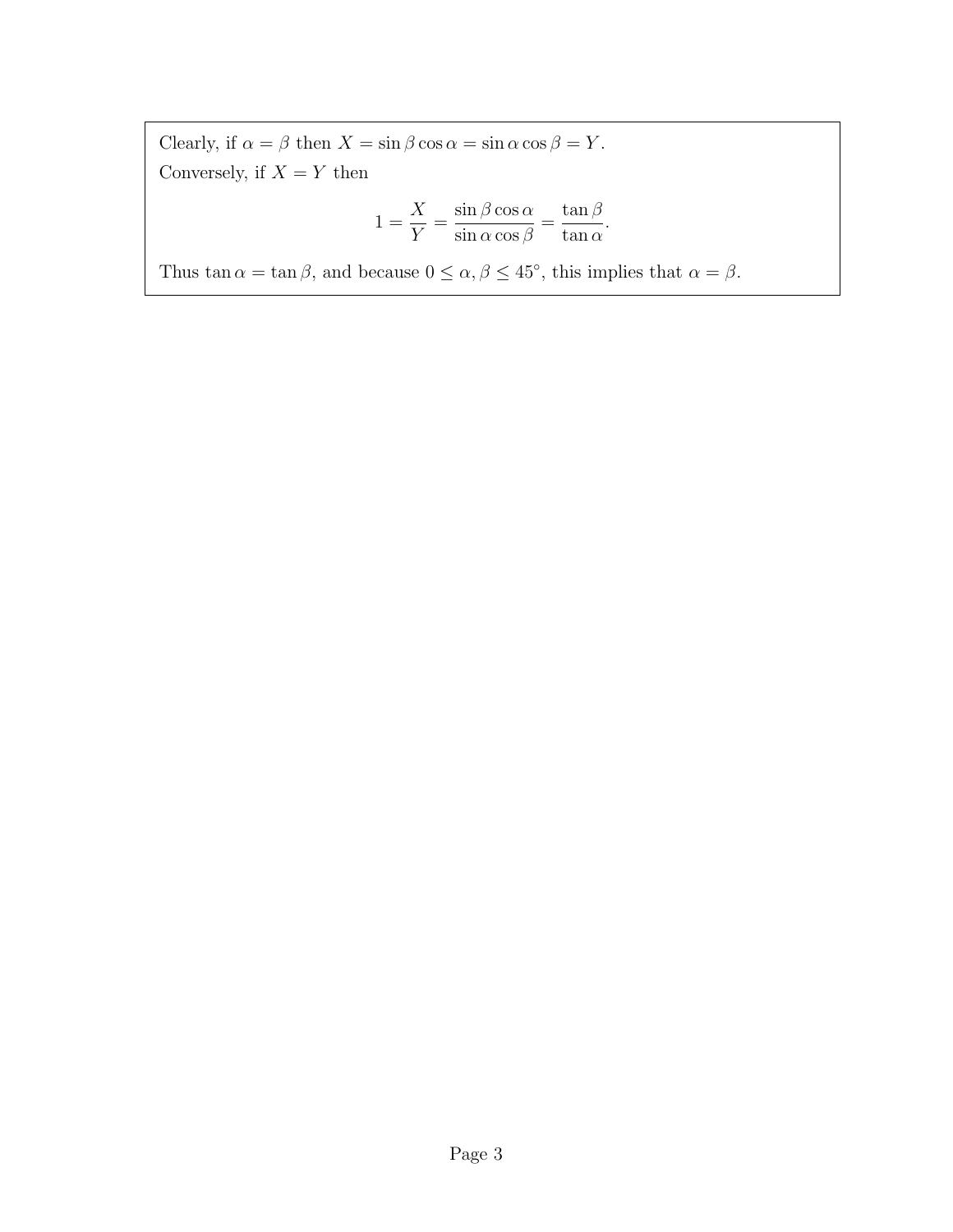Clearly, if $\alpha = \beta$ then $X = \sin\beta\cos\alpha = \sin\alpha\cos\beta = Y$.

Conversely, if $X = Y$ then

$$1 = \frac{X}{Y} = \frac{\sin\beta\cos\alpha}{\sin\alpha\cos\beta} = \frac{\tan\beta}{\tan\alpha}.$$

Thus $\tan\alpha = \tan\beta$, and because $0 \leq \alpha, \beta \leq 45^\circ$, this implies that $\alpha = \beta$.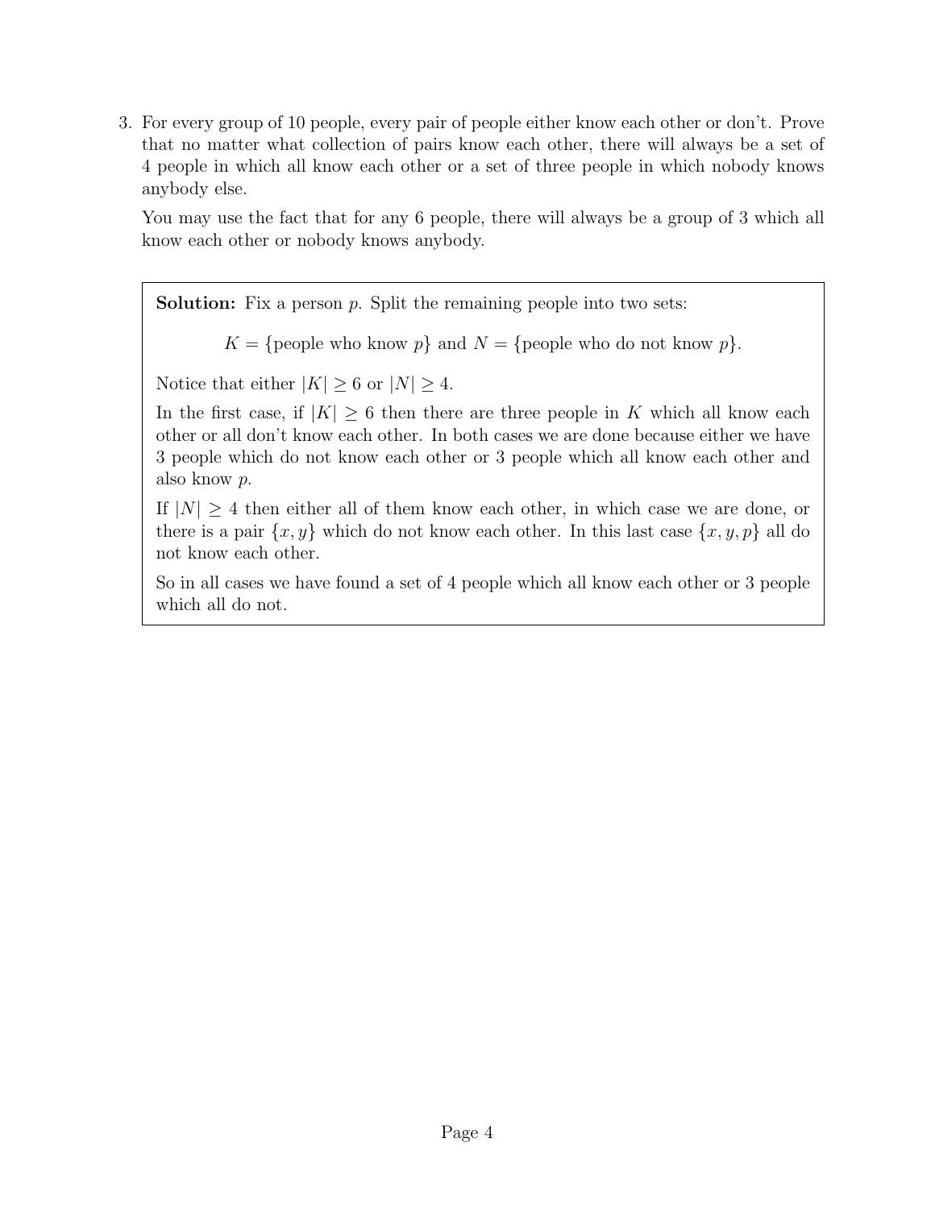3. For every group of 10 people, every pair of people either know each other or don't. Prove that no matter what collection of pairs know each other, there will always be a set of 4 people in which all know each other or a set of three people in which nobody knows anybody else.

   You may use the fact that for any 6 people, there will always be a group of 3 which all know each other or nobody knows anybody.

**Solution:** Fix a person $p$. Split the remaining people into two sets:

$$K = \{\text{people who know } p\} \text{ and } N = \{\text{people who do not know } p\}.$$

Notice that either $|K| \geq 6$ or $|N| \geq 4$.

In the first case, if $|K| \geq 6$ then there are three people in $K$ which all know each other or all don't know each other. In both cases we are done because either we have 3 people which do not know each other or 3 people which all know each other and also know $p$.

If $|N| \geq 4$ then either all of them know each other, in which case we are done, or there is a pair $\{x, y\}$ which do not know each other. In this last case $\{x, y, p\}$ all do not know each other.

So in all cases we have found a set of 4 people which all know each other or 3 people which all do not.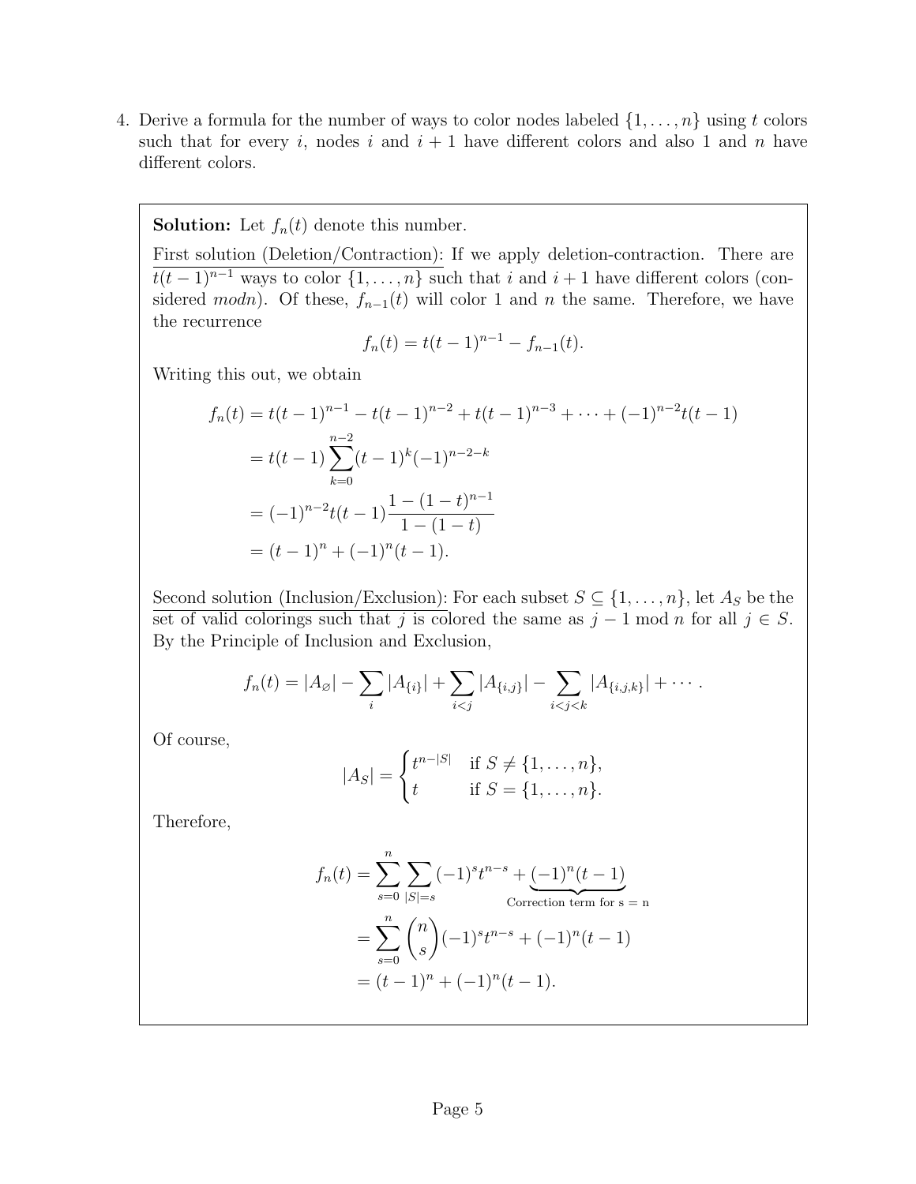4. Derive a formula for the number of ways to color nodes labeled $\{1, \ldots, n\}$ using $t$ colors such that for every $i$, nodes $i$ and $i+1$ have different colors and also 1 and $n$ have different colors.

**Solution:** Let $f_n(t)$ denote this number.

First solution (Deletion/Contraction): If we apply deletion-contraction. There are $t(t-1)^{n-1}$ ways to color $\{1, \ldots, n\}$ such that $i$ and $i+1$ have different colors (considered $mod n$). Of these, $f_{n-1}(t)$ will color 1 and $n$ the same. Therefore, we have the recurrence

$$f_n(t) = t(t-1)^{n-1} - f_{n-1}(t).$$

Writing this out, we obtain

$$\begin{aligned}
f_n(t) &= t(t-1)^{n-1} - t(t-1)^{n-2} + t(t-1)^{n-3} + \cdots + (-1)^{n-2}t(t-1) \\
&= t(t-1)\sum_{k=0}^{n-2}(t-1)^k(-1)^{n-2-k} \\
&= (-1)^{n-2}t(t-1)\frac{1-(1-t)^{n-1}}{1-(1-t)} \\
&= (t-1)^n + (-1)^n(t-1).
\end{aligned}$$

Second solution (Inclusion/Exclusion): For each subset $S \subseteq \{1, \ldots, n\}$, let $A_S$ be the set of valid colorings such that $j$ is colored the same as $j-1 \bmod n$ for all $j \in S$. By the Principle of Inclusion and Exclusion,

$$f_n(t) = |A_\varnothing| - \sum_i |A_{\{i\}}| + \sum_{i<j} |A_{\{i,j\}}| - \sum_{i<j<k} |A_{\{i,j,k\}}| + \cdots.$$

Of course,

$$|A_S| = \begin{cases} t^{n-|S|} & \text{if } S \neq \{1, \ldots, n\}, \\ t & \text{if } S = \{1, \ldots, n\}. \end{cases}$$

Therefore,

$$\begin{aligned}
f_n(t) &= \sum_{s=0}^{n}\sum_{|S|=s}(-1)^s t^{n-s} + \underbrace{(-1)^n(t-1)}_{\text{Correction term for s = n}} \\
&= \sum_{s=0}^{n}\binom{n}{s}(-1)^s t^{n-s} + (-1)^n(t-1) \\
&= (t-1)^n + (-1)^n(t-1).
\end{aligned}$$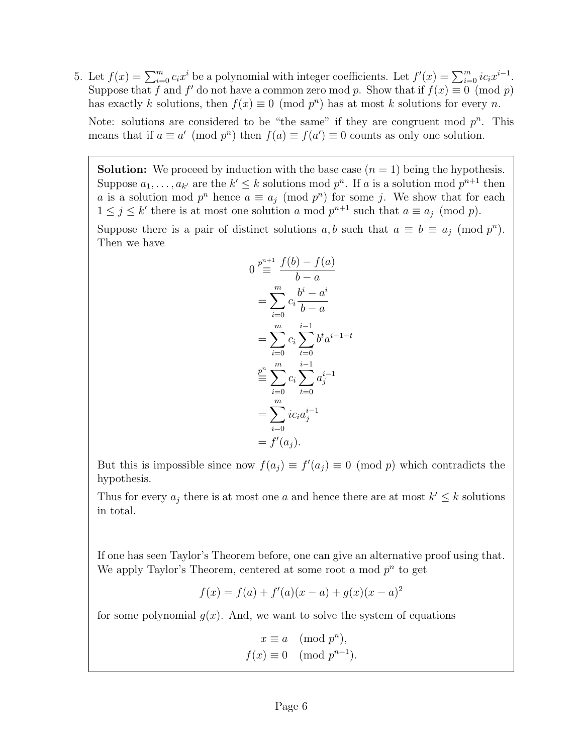5. Let $f(x) = \sum_{i=0}^{m} c_i x^i$ be a polynomial with integer coefficients. Let $f'(x) = \sum_{i=0}^{m} ic_i x^{i-1}$. Suppose that $f$ and $f'$ do not have a common zero mod $p$. Show that if $f(x) \equiv 0 \pmod{p}$ has exactly $k$ solutions, then $f(x) \equiv 0 \pmod{p^n}$ has at most $k$ solutions for every $n$.

   Note: solutions are considered to be "the same" if they are congruent mod $p^n$. This means that if $a \equiv a' \pmod{p^n}$ then $f(a) \equiv f(a') \equiv 0$ counts as only one solution.

   **Solution:** We proceed by induction with the base case ($n = 1$) being the hypothesis. Suppose $a_1, \ldots, a_{k'}$ are the $k' \leq k$ solutions mod $p^n$. If $a$ is a solution mod $p^{n+1}$ then $a$ is a solution mod $p^n$ hence $a \equiv a_j \pmod{p^n}$ for some $j$. We show that for each $1 \leq j \leq k'$ there is at most one solution $a$ mod $p^{n+1}$ such that $a \equiv a_j \pmod{p}$.

   Suppose there is a pair of distinct solutions $a, b$ such that $a \equiv b \equiv a_j \pmod{p^n}$. Then we have

   $$
   \begin{aligned}
   0 &\overset{p^{n+1}}{\equiv} \frac{f(b) - f(a)}{b - a} \\
   &= \sum_{i=0}^{m} c_i \frac{b^i - a^i}{b - a} \\
   &= \sum_{i=0}^{m} c_i \sum_{t=0}^{i-1} b^t a^{i-1-t} \\
   &\overset{p^n}{\equiv} \sum_{i=0}^{m} c_i \sum_{t=0}^{i-1} a_j^{i-1} \\
   &= \sum_{i=0}^{m} ic_i a_j^{i-1} \\
   &= f'(a_j).
   \end{aligned}
   $$

   But this is impossible since now $f(a_j) \equiv f'(a_j) \equiv 0 \pmod{p}$ which contradicts the hypothesis.

   Thus for every $a_j$ there is at most one $a$ and hence there are at most $k' \leq k$ solutions in total.

   If one has seen Taylor's Theorem before, one can give an alternative proof using that. We apply Taylor's Theorem, centered at some root $a$ mod $p^n$ to get

   $$f(x) = f(a) + f'(a)(x - a) + g(x)(x - a)^2$$

   for some polynomial $g(x)$. And, we want to solve the system of equations

   $$
   \begin{aligned}
   x &\equiv a \pmod{p^n}, \\
   f(x) &\equiv 0 \pmod{p^{n+1}}.
   \end{aligned}
   $$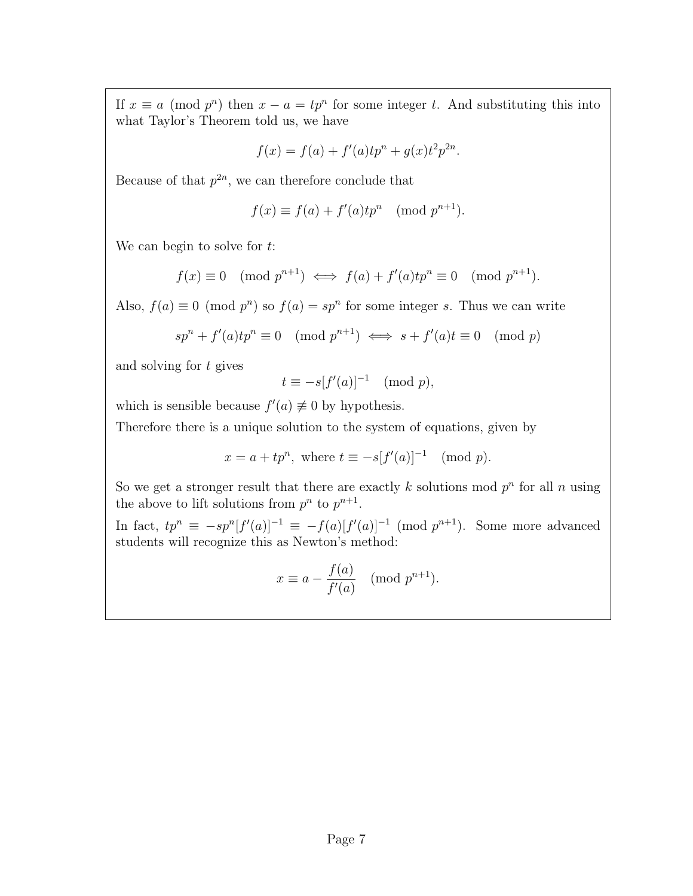If $x \equiv a \pmod{p^n}$ then $x - a = tp^n$ for some integer $t$. And substituting this into what Taylor's Theorem told us, we have

$$f(x) = f(a) + f'(a)tp^n + g(x)t^2p^{2n}.$$

Because of that $p^{2n}$, we can therefore conclude that

$$f(x) \equiv f(a) + f'(a)tp^n \pmod{p^{n+1}}.$$

We can begin to solve for $t$:

$$f(x) \equiv 0 \pmod{p^{n+1}} \iff f(a) + f'(a)tp^n \equiv 0 \pmod{p^{n+1}}.$$

Also, $f(a) \equiv 0 \pmod{p^n}$ so $f(a) = sp^n$ for some integer $s$. Thus we can write

$$sp^n + f'(a)tp^n \equiv 0 \pmod{p^{n+1}} \iff s + f'(a)t \equiv 0 \pmod{p}$$

and solving for $t$ gives

$$t \equiv -s[f'(a)]^{-1} \pmod{p},$$

which is sensible because $f'(a) \not\equiv 0$ by hypothesis.

Therefore there is a unique solution to the system of equations, given by

$$x = a + tp^n, \text{ where } t \equiv -s[f'(a)]^{-1} \pmod{p}.$$

So we get a stronger result that there are exactly $k$ solutions mod $p^n$ for all $n$ using the above to lift solutions from $p^n$ to $p^{n+1}$.

In fact, $tp^n \equiv -sp^n[f'(a)]^{-1} \equiv -f(a)[f'(a)]^{-1} \pmod{p^{n+1}}$. Some more advanced students will recognize this as Newton's method:

$$x \equiv a - \frac{f(a)}{f'(a)} \pmod{p^{n+1}}.$$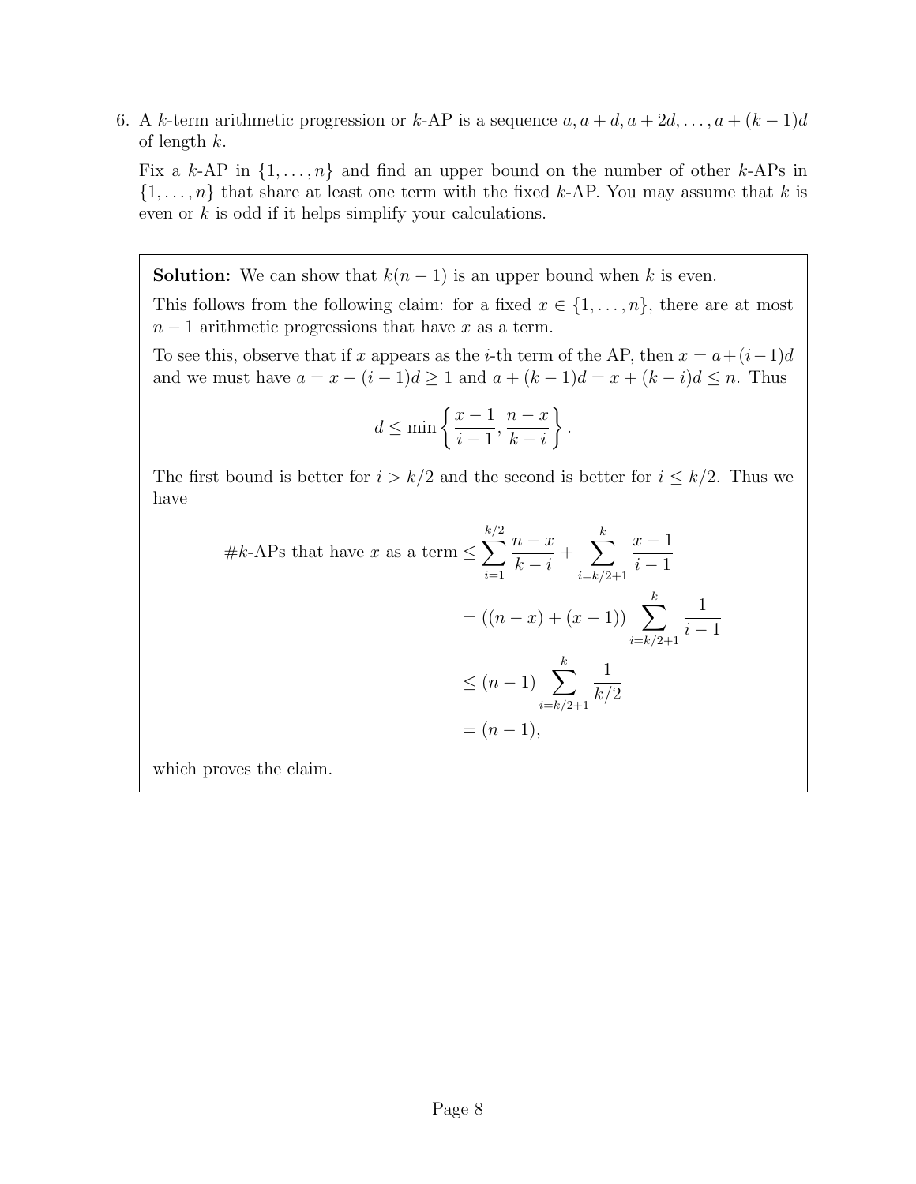6. A $k$-term arithmetic progression or $k$-AP is a sequence $a, a+d, a+2d, \ldots, a+(k-1)d$ of length $k$.

   Fix a $k$-AP in $\{1, \ldots, n\}$ and find an upper bound on the number of other $k$-APs in $\{1, \ldots, n\}$ that share at least one term with the fixed $k$-AP. You may assume that $k$ is even or $k$ is odd if it helps simplify your calculations.

**Solution:** We can show that $k(n-1)$ is an upper bound when $k$ is even.

This follows from the following claim: for a fixed $x \in \{1, \ldots, n\}$, there are at most $n-1$ arithmetic progressions that have $x$ as a term.

To see this, observe that if $x$ appears as the $i$-th term of the AP, then $x = a + (i-1)d$ and we must have $a = x - (i-1)d \geq 1$ and $a + (k-1)d = x + (k-i)d \leq n$. Thus

$$d \leq \min\left\{\frac{x-1}{i-1}, \frac{n-x}{k-i}\right\}.$$

The first bound is better for $i > k/2$ and the second is better for $i \leq k/2$. Thus we have

$$\begin{aligned}
\#k\text{-APs that have } x \text{ as a term} &\leq \sum_{i=1}^{k/2} \frac{n-x}{k-i} + \sum_{i=k/2+1}^{k} \frac{x-1}{i-1} \\
&= ((n-x) + (x-1)) \sum_{i=k/2+1}^{k} \frac{1}{i-1} \\
&\leq (n-1) \sum_{i=k/2+1}^{k} \frac{1}{k/2} \\
&= (n-1),
\end{aligned}$$

which proves the claim.